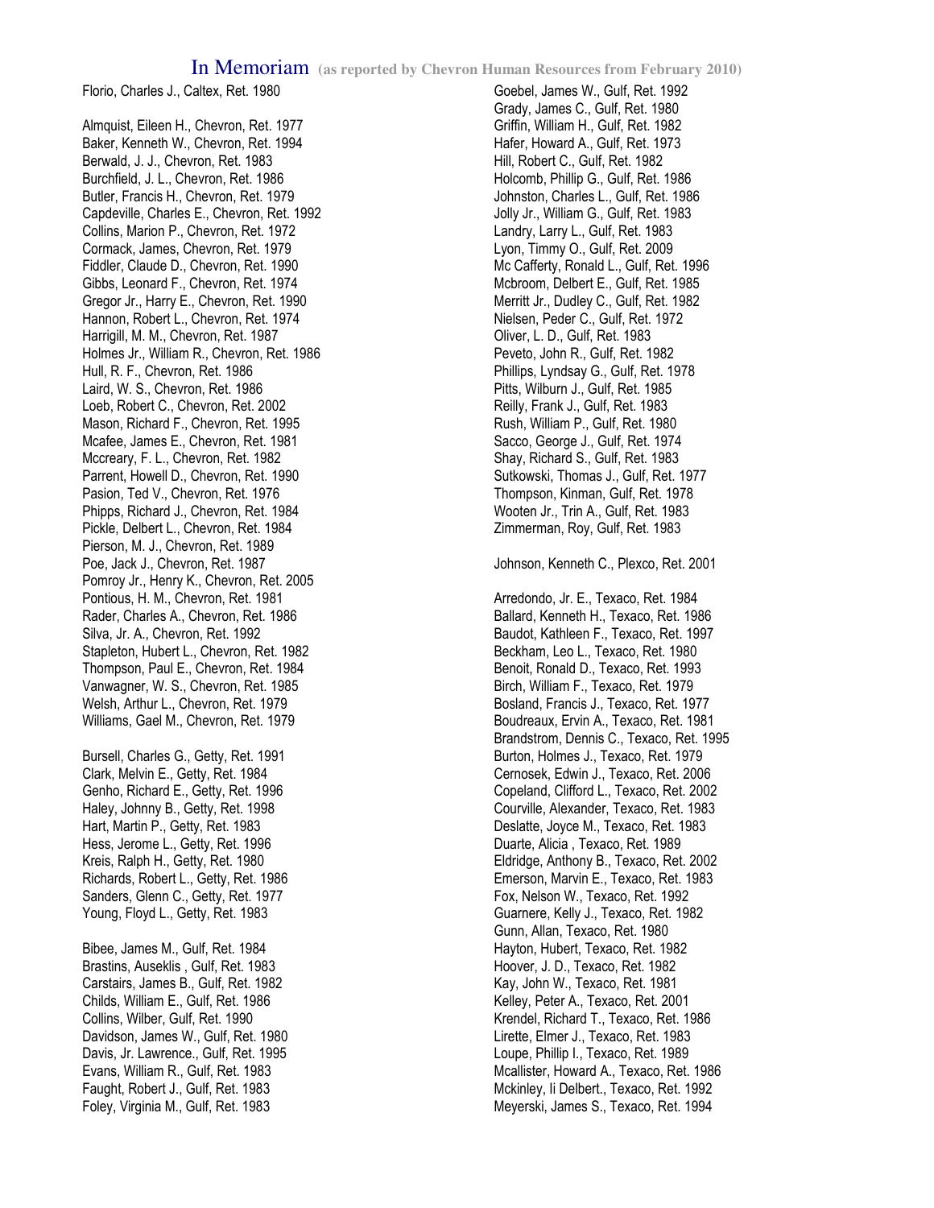# In Memoriam (as reported by Chevron Human Resources from February 2010)

Florio, Charles J., Caltex, Ret. 1980

Almquist, Eileen H., Chevron, Ret. 1977
Baker, Kenneth W., Chevron, Ret. 1994
Berwald, J. J., Chevron, Ret. 1983
Burchfield, J. L., Chevron, Ret. 1986
Butler, Francis H., Chevron, Ret. 1979
Capdeville, Charles E., Chevron, Ret. 1992
Collins, Marion P., Chevron, Ret. 1972
Cormack, James, Chevron, Ret. 1979
Fiddler, Claude D., Chevron, Ret. 1990
Gibbs, Leonard F., Chevron, Ret. 1974
Gregor Jr., Harry E., Chevron, Ret. 1990
Hannon, Robert L., Chevron, Ret. 1974
Harrigill, M. M., Chevron, Ret. 1987
Holmes Jr., William R., Chevron, Ret. 1986
Hull, R. F., Chevron, Ret. 1986
Laird, W. S., Chevron, Ret. 1986
Loeb, Robert C., Chevron, Ret. 2002
Mason, Richard F., Chevron, Ret. 1995
Mcafee, James E., Chevron, Ret. 1981
Mccreary, F. L., Chevron, Ret. 1982
Parrent, Howell D., Chevron, Ret. 1990
Pasion, Ted V., Chevron, Ret. 1976
Phipps, Richard J., Chevron, Ret. 1984
Pickle, Delbert L., Chevron, Ret. 1984
Pierson, M. J., Chevron, Ret. 1989
Poe, Jack J., Chevron, Ret. 1987
Pomroy Jr., Henry K., Chevron, Ret. 2005
Pontious, H. M., Chevron, Ret. 1981
Rader, Charles A., Chevron, Ret. 1986
Silva, Jr. A., Chevron, Ret. 1992
Stapleton, Hubert L., Chevron, Ret. 1982
Thompson, Paul E., Chevron, Ret. 1984
Vanwagner, W. S., Chevron, Ret. 1985
Welsh, Arthur L., Chevron, Ret. 1979
Williams, Gael M., Chevron, Ret. 1979

Bursell, Charles G., Getty, Ret. 1991
Clark, Melvin E., Getty, Ret. 1984
Genho, Richard E., Getty, Ret. 1996
Haley, Johnny B., Getty, Ret. 1998
Hart, Martin P., Getty, Ret. 1983
Hess, Jerome L., Getty, Ret. 1996
Kreis, Ralph H., Getty, Ret. 1980
Richards, Robert L., Getty, Ret. 1986
Sanders, Glenn C., Getty, Ret. 1977
Young, Floyd L., Getty, Ret. 1983

Bibee, James M., Gulf, Ret. 1984
Brastins, Auseklis , Gulf, Ret. 1983
Carstairs, James B., Gulf, Ret. 1982
Childs, William E., Gulf, Ret. 1986
Collins, Wilber, Gulf, Ret. 1990
Davidson, James W., Gulf, Ret. 1980
Davis, Jr. Lawrence., Gulf, Ret. 1995
Evans, William R., Gulf, Ret. 1983
Faught, Robert J., Gulf, Ret. 1983
Foley, Virginia M., Gulf, Ret. 1983
Goebel, James W., Gulf, Ret. 1992
Grady, James C., Gulf, Ret. 1980
Griffin, William H., Gulf, Ret. 1982
Hafer, Howard A., Gulf, Ret. 1973
Hill, Robert C., Gulf, Ret. 1982
Holcomb, Phillip G., Gulf, Ret. 1986
Johnston, Charles L., Gulf, Ret. 1986
Jolly Jr., William G., Gulf, Ret. 1983
Landry, Larry L., Gulf, Ret. 1983
Lyon, Timmy O., Gulf, Ret. 2009
Mc Cafferty, Ronald L., Gulf, Ret. 1996
Mcbroom, Delbert E., Gulf, Ret. 1985
Merritt Jr., Dudley C., Gulf, Ret. 1982
Nielsen, Peder C., Gulf, Ret. 1972
Oliver, L. D., Gulf, Ret. 1983
Peveto, John R., Gulf, Ret. 1982
Phillips, Lyndsay G., Gulf, Ret. 1978
Pitts, Wilburn J., Gulf, Ret. 1985
Reilly, Frank J., Gulf, Ret. 1983
Rush, William P., Gulf, Ret. 1980
Sacco, George J., Gulf, Ret. 1974
Shay, Richard S., Gulf, Ret. 1983
Sutkowski, Thomas J., Gulf, Ret. 1977
Thompson, Kinman, Gulf, Ret. 1978
Wooten Jr., Trin A., Gulf, Ret. 1983
Zimmerman, Roy, Gulf, Ret. 1983

Johnson, Kenneth C., Plexco, Ret. 2001

Arredondo, Jr. E., Texaco, Ret. 1984
Ballard, Kenneth H., Texaco, Ret. 1986
Baudot, Kathleen F., Texaco, Ret. 1997
Beckham, Leo L., Texaco, Ret. 1980
Benoit, Ronald D., Texaco, Ret. 1993
Birch, William F., Texaco, Ret. 1979
Bosland, Francis J., Texaco, Ret. 1977
Boudreaux, Ervin A., Texaco, Ret. 1981
Brandstrom, Dennis C., Texaco, Ret. 1995
Burton, Holmes J., Texaco, Ret. 1979
Cernosek, Edwin J., Texaco, Ret. 2006
Copeland, Clifford L., Texaco, Ret. 2002
Courville, Alexander, Texaco, Ret. 1983
Deslatte, Joyce M., Texaco, Ret. 1983
Duarte, Alicia , Texaco, Ret. 1989
Eldridge, Anthony B., Texaco, Ret. 2002
Emerson, Marvin E., Texaco, Ret. 1983
Fox, Nelson W., Texaco, Ret. 1992
Guarnere, Kelly J., Texaco, Ret. 1982
Gunn, Allan, Texaco, Ret. 1980
Hayton, Hubert, Texaco, Ret. 1982
Hoover, J. D., Texaco, Ret. 1982
Kay, John W., Texaco, Ret. 1981
Kelley, Peter A., Texaco, Ret. 2001
Krendel, Richard T., Texaco, Ret. 1986
Lirette, Elmer J., Texaco, Ret. 1983
Loupe, Phillip I., Texaco, Ret. 1989
Mcallister, Howard A., Texaco, Ret. 1986
Mckinley, Ii Delbert., Texaco, Ret. 1992
Meyerski, James S., Texaco, Ret. 1994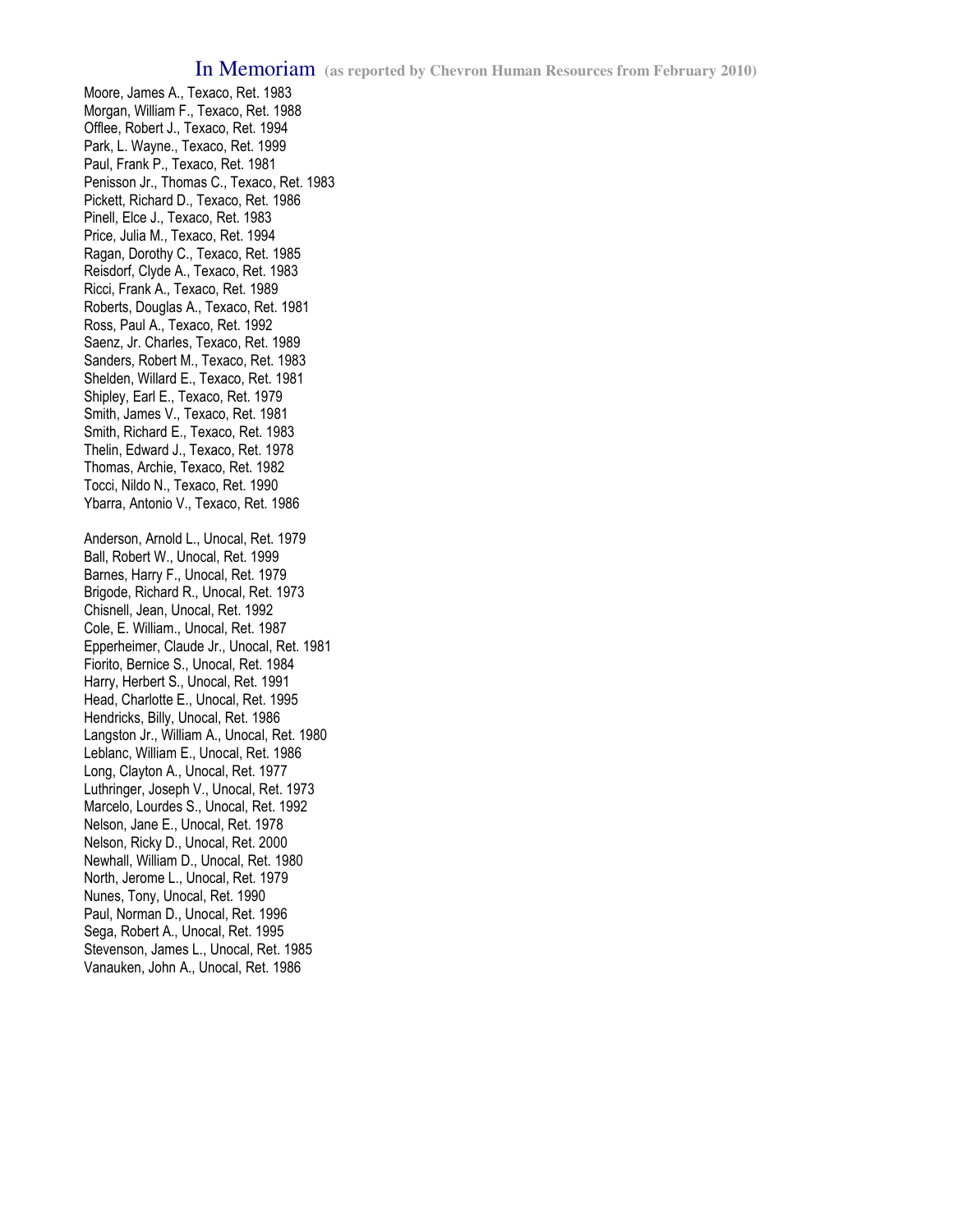# In Memoriam (as reported by Chevron Human Resources from February 2010)

Moore, James A., Texaco, Ret. 1983
Morgan, William F., Texaco, Ret. 1988
Offlee, Robert J., Texaco, Ret. 1994
Park, L. Wayne., Texaco, Ret. 1999
Paul, Frank P., Texaco, Ret. 1981
Penisson Jr., Thomas C., Texaco, Ret. 1983
Pickett, Richard D., Texaco, Ret. 1986
Pinell, Elce J., Texaco, Ret. 1983
Price, Julia M., Texaco, Ret. 1994
Ragan, Dorothy C., Texaco, Ret. 1985
Reisdorf, Clyde A., Texaco, Ret. 1983
Ricci, Frank A., Texaco, Ret. 1989
Roberts, Douglas A., Texaco, Ret. 1981
Ross, Paul A., Texaco, Ret. 1992
Saenz, Jr. Charles, Texaco, Ret. 1989
Sanders, Robert M., Texaco, Ret. 1983
Shelden, Willard E., Texaco, Ret. 1981
Shipley, Earl E., Texaco, Ret. 1979
Smith, James V., Texaco, Ret. 1981
Smith, Richard E., Texaco, Ret. 1983
Thelin, Edward J., Texaco, Ret. 1978
Thomas, Archie, Texaco, Ret. 1982
Tocci, Nildo N., Texaco, Ret. 1990
Ybarra, Antonio V., Texaco, Ret. 1986

Anderson, Arnold L., Unocal, Ret. 1979
Ball, Robert W., Unocal, Ret. 1999
Barnes, Harry F., Unocal, Ret. 1979
Brigode, Richard R., Unocal, Ret. 1973
Chisnell, Jean, Unocal, Ret. 1992
Cole, E. William., Unocal, Ret. 1987
Epperheimer, Claude Jr., Unocal, Ret. 1981
Fiorito, Bernice S., Unocal, Ret. 1984
Harry, Herbert S., Unocal, Ret. 1991
Head, Charlotte E., Unocal, Ret. 1995
Hendricks, Billy, Unocal, Ret. 1986
Langston Jr., William A., Unocal, Ret. 1980
Leblanc, William E., Unocal, Ret. 1986
Long, Clayton A., Unocal, Ret. 1977
Luthringer, Joseph V., Unocal, Ret. 1973
Marcelo, Lourdes S., Unocal, Ret. 1992
Nelson, Jane E., Unocal, Ret. 1978
Nelson, Ricky D., Unocal, Ret. 2000
Newhall, William D., Unocal, Ret. 1980
North, Jerome L., Unocal, Ret. 1979
Nunes, Tony, Unocal, Ret. 1990
Paul, Norman D., Unocal, Ret. 1996
Sega, Robert A., Unocal, Ret. 1995
Stevenson, James L., Unocal, Ret. 1985
Vanauken, John A., Unocal, Ret. 1986